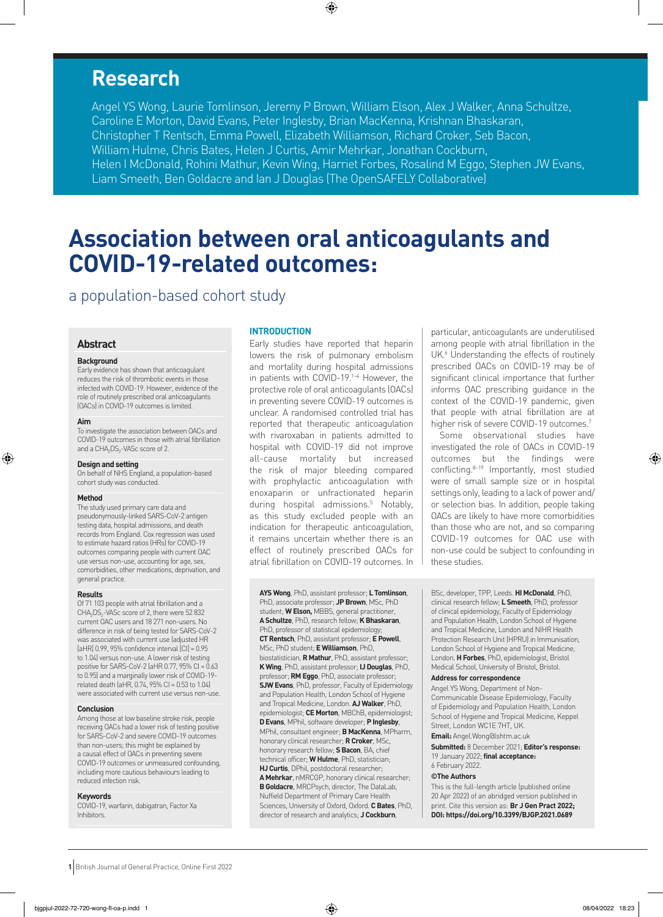# Research

Angel YS Wong, Laurie Tomlinson, Jeremy P Brown, William Elson, Alex J Walker, Anna Schultze, Caroline E Morton, David Evans, Peter Inglesby, Brian MacKenna, Krishnan Bhaskaran, Christopher T Rentsch, Emma Powell, Elizabeth Williamson, Richard Croker, Seb Bacon, William Hulme, Chris Bates, Helen J Curtis, Amir Mehrkar, Jonathan Cockburn, Helen I McDonald, Rohini Mathur, Kevin Wing, Harriet Forbes, Rosalind M Eggo, Stephen JW Evans, Liam Smeeth, Ben Goldacre and Ian J Douglas (The OpenSAFELY Collaborative)

# Association between oral anticoagulants and COVID-19-related outcomes:

## a population-based cohort study

## Abstract

### Background

Early evidence has shown that anticoagulant reduces the risk of thrombotic events in those infected with COVID-19. However, evidence of the role of routinely prescribed oral anticoagulants (OACs) in COVID-19 outcomes is limited.

### Aim

To investigate the association between OACs and COVID-19 outcomes in those with atrial fibrillation and a $CHA_2DS_2$-VASc score of 2.

### Design and setting

On behalf of NHS England, a population-based cohort study was conducted.

### Method

The study used primary care data and pseudonymously-linked SARS-CoV-2 antigen testing data, hospital admissions, and death records from England. Cox regression was used to estimate hazard ratios (HRs) for COVID-19 outcomes comparing people with current OAC use versus non-use, accounting for age, sex, comorbidities, other medications, deprivation, and general practice.

### Results

Of 71 103 people with atrial fibrillation and a $CHA_2DS_2$-VASc score of 2, there were 52 832 current OAC users and 18 271 non-users. No difference in risk of being tested for SARS-CoV-2 was associated with current use (adjusted HR [aHR] 0.99, 95% confidence interval [CI] = 0.95 to 1.04) versus non-use. A lower risk of testing positive for SARS-CoV-2 (aHR 0.77, 95% CI = 0.63 to 0.95) and a marginally lower risk of COVID-19-related death (aHR, 0.74, 95% CI = 0.53 to 1.04) were associated with current use versus non-use.

### Conclusion

Among those at low baseline stroke risk, people receiving OACs had a lower risk of testing positive for SARS-CoV-2 and severe COVID-19 outcomes than non-users; this might be explained by a causal effect of OACs in preventing severe COVID-19 outcomes or unmeasured confounding, including more cautious behaviours leading to reduced infection risk.

### Keywords

COVID-19, warfarin, dabigatran, Factor Xa Inhibitors.

## INTRODUCTION

Early studies have reported that heparin lowers the risk of pulmonary embolism and mortality during hospital admissions in patients with COVID-19.[1–4] However, the protective role of oral anticoagulants (OACs) in preventing severe COVID-19 outcomes is unclear. A randomised controlled trial has reported that therapeutic anticoagulation with rivaroxaban in patients admitted to hospital with COVID-19 did not improve all-cause mortality but increased the risk of major bleeding compared with prophylactic anticoagulation with enoxaparin or unfractionated heparin during hospital admissions.[5] Notably, as this study excluded people with an indication for therapeutic anticoagulation, it remains uncertain whether there is an effect of routinely prescribed OACs for atrial fibrillation on COVID-19 outcomes. In particular, anticoagulants are underutilised among people with atrial fibrillation in the UK.[6] Understanding the effects of routinely prescribed OACs on COVID-19 may be of significant clinical importance that further informs OAC prescribing guidance in the context of the COVID-19 pandemic, given that people with atrial fibrillation are at higher risk of severe COVID-19 outcomes.[7]

Some observational studies have investigated the role of OACs in COVID-19 outcomes but the findings were conflicting.[8–19] Importantly, most studied were of small sample size or in hospital settings only, leading to a lack of power and/or selection bias. In addition, people taking OACs are likely to have more comorbidities than those who are not, and so comparing COVID-19 outcomes for OAC use with non-use could be subject to confounding in these studies.

**AYS Wong**, PhD, assistant professor; **L Tomlinson**, PhD, associate professor; **JP Brown**, MSc, PhD student; **W Elson**, MBBS, general practitioner, **A Schultze**, PhD, research fellow; **K Bhaskaran**, PhD, professor of statistical epidemiology; **CT Rentsch**, PhD, assistant professor; **E Powell**, MSc, PhD student; **E Williamson**, PhD, biostatistician, **R Mathur**, PhD, assistant professor; **K Wing**, PhD, assistant professor; **IJ Douglas**, PhD, professor; **RM Eggo**, PhD, associate professor; **SJW Evans**, PhD, professor, Faculty of Epidemiology and Population Health, London School of Hygiene and Tropical Medicine, London. **AJ Walker**, PhD, epidemiologist; **CE Morton**, MBChB, epidemiologist; **D Evans**, MPhil, software developer; **P Inglesby**, MPhil, consultant engineer; **B MacKenna**, MPharm, honorary clinical researcher; **R Croker**, MSc, honorary research fellow; **S Bacon**, BA, chief technical officer; **W Hulme**, PhD, statistician; **HJ Curtis**, DPhil, postdoctoral researcher; **A Mehrkar**, nMRCGP, honorary clinical researcher; **B Goldacre**, MRCPsych, director, The DataLab, Nuffield Department of Primary Care Health Sciences, University of Oxford, Oxford. **C Bates**, PhD, director of research and analytics; **J Cockburn**, BSc, developer, TPP, Leeds. **HI McDonald**, PhD, clinical research fellow; **L Smeeth**, PhD, professor of clinical epidemiology, Faculty of Epidemiology and Population Health, London School of Hygiene and Tropical Medicine, London and NIHR Health Protection Research Unit (HPRU) in Immunisation, London School of Hygiene and Tropical Medicine, London. **H Forbes**, PhD, epidemiologist, Bristol Medical School, University of Bristol, Bristol.

**Address for correspondence**

Angel YS Wong, Department of Non-Communicable Disease Epidemiology, Faculty of Epidemiology and Population Health, London School of Hygiene and Tropical Medicine, Keppel Street, London WC1E 7HT, UK.

**Email:** Angel.Wong@lshtm.ac.uk

**Submitted:** 8 December 2021; **Editor's response:** 19 January 2022; **final acceptance:** 6 February 2022.

**©The Authors**

This is the full-length article (published online 20 Apr 2022) of an abridged version published in print. Cite this version as: **Br J Gen Pract 2022; DOI: https://doi.org/10.3399/BJGP.2021.0689**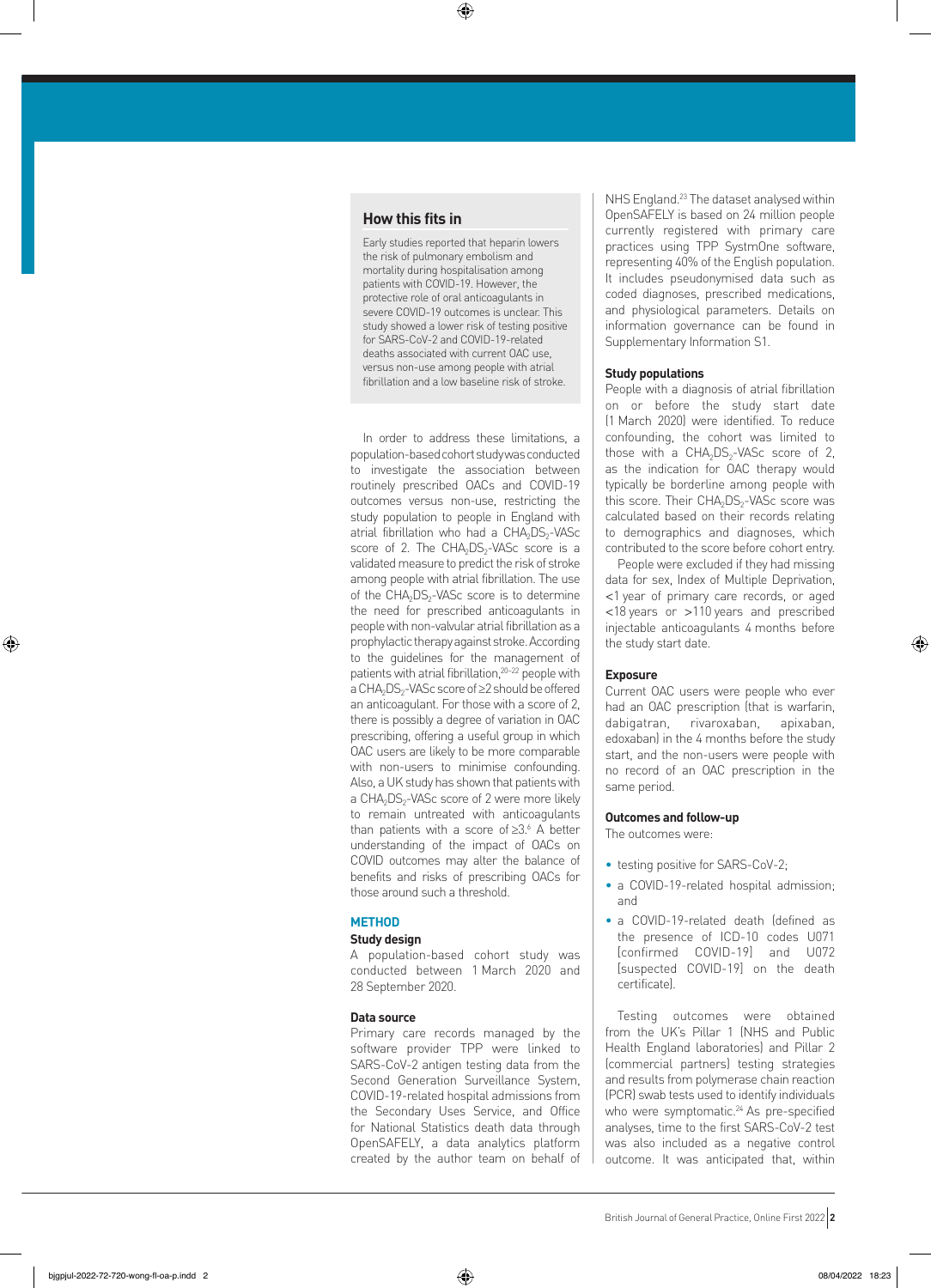## How this fits in

Early studies reported that heparin lowers the risk of pulmonary embolism and mortality during hospitalisation among patients with COVID-19. However, the protective role of oral anticoagulants in severe COVID-19 outcomes is unclear. This study showed a lower risk of testing positive for SARS-CoV-2 and COVID-19-related deaths associated with current OAC use, versus non-use among people with atrial fibrillation and a low baseline risk of stroke.

In order to address these limitations, a population-based cohort study was conducted to investigate the association between routinely prescribed OACs and COVID-19 outcomes versus non-use, restricting the study population to people in England with atrial fibrillation who had a $CHA_2DS_2$-VASc score of 2. The $CHA_2DS_2$-VASc score is a validated measure to predict the risk of stroke among people with atrial fibrillation. The use of the $CHA_2DS_2$-VASc score is to determine the need for prescribed anticoagulants in people with non-valvular atrial fibrillation as a prophylactic therapy against stroke. According to the guidelines for the management of patients with atrial fibrillation,[20–22] people with a $CHA_2DS_2$-VASc score of ≥2 should be offered an anticoagulant. For those with a score of 2, there is possibly a degree of variation in OAC prescribing, offering a useful group in which OAC users are likely to be more comparable with non-users to minimise confounding. Also, a UK study has shown that patients with a $CHA_2DS_2$-VASc score of 2 were more likely to remain untreated with anticoagulants than patients with a score of ≥3.[6] A better understanding of the impact of OACs on COVID outcomes may alter the balance of benefits and risks of prescribing OACs for those around such a threshold.

## METHOD

### Study design

A population-based cohort study was conducted between 1 March 2020 and 28 September 2020.

### Data source

Primary care records managed by the software provider TPP were linked to SARS-CoV-2 antigen testing data from the Second Generation Surveillance System, COVID-19-related hospital admissions from the Secondary Uses Service, and Office for National Statistics death data through OpenSAFELY, a data analytics platform created by the author team on behalf of NHS England.[23] The dataset analysed within OpenSAFELY is based on 24 million people currently registered with primary care practices using TPP SystmOne software, representing 40% of the English population. It includes pseudonymised data such as coded diagnoses, prescribed medications, and physiological parameters. Details on information governance can be found in Supplementary Information S1.

### Study populations

People with a diagnosis of atrial fibrillation on or before the study start date (1 March 2020) were identified. To reduce confounding, the cohort was limited to those with a $CHA_2DS_2$-VASc score of 2, as the indication for OAC therapy would typically be borderline among people with this score. Their $CHA_2DS_2$-VASc score was calculated based on their records relating to demographics and diagnoses, which contributed to the score before cohort entry.

People were excluded if they had missing data for sex, Index of Multiple Deprivation, <1 year of primary care records, or aged <18 years or >110 years and prescribed injectable anticoagulants 4 months before the study start date.

### Exposure

Current OAC users were people who ever had an OAC prescription (that is warfarin, dabigatran, rivaroxaban, apixaban, edoxaban) in the 4 months before the study start, and the non-users were people with no record of an OAC prescription in the same period.

### Outcomes and follow-up

The outcomes were:

- testing positive for SARS-CoV-2;
- a COVID-19-related hospital admission; and
- a COVID-19-related death (defined as the presence of ICD-10 codes U071 [confirmed COVID-19] and U072 [suspected COVID-19] on the death certificate).

Testing outcomes were obtained from the UK's Pillar 1 (NHS and Public Health England laboratories) and Pillar 2 (commercial partners) testing strategies and results from polymerase chain reaction (PCR) swab tests used to identify individuals who were symptomatic.[24] As pre-specified analyses, time to the first SARS-CoV-2 test was also included as a negative control outcome. It was anticipated that, within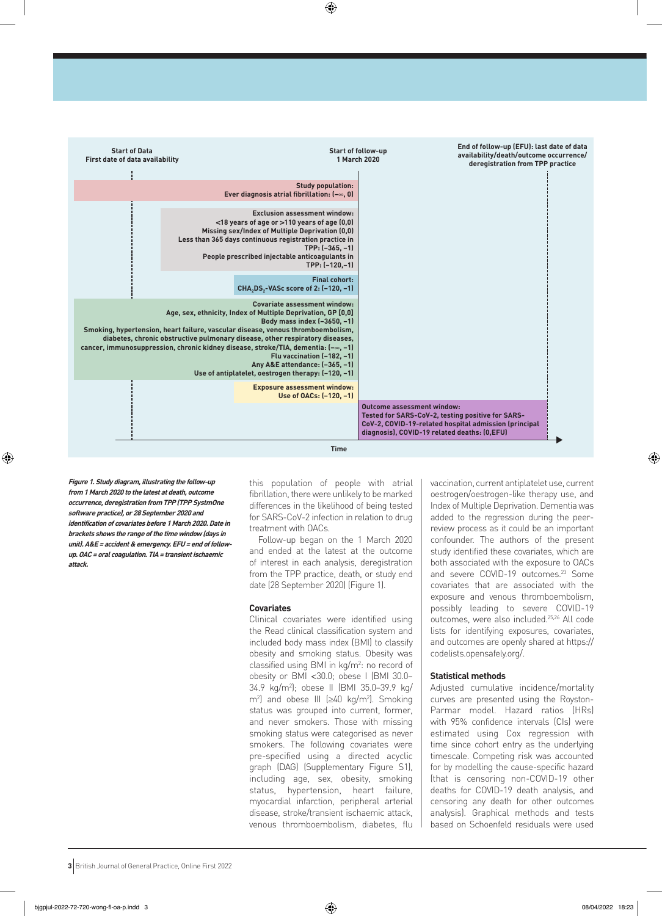Start of Data
First date of data availability

Start of follow-up
1 March 2020

End of follow-up (EFU): last date of data availability/death/outcome occurrence/ deregistration from TPP practice

**Study population:**
Ever diagnosis atrial fibrillation: (−∞, 0]

**Exclusion assessment window:**
<18 years of age or >110 years of age [0,0]
Missing sex/Index of Multiple Deprivation [0,0]
Less than 365 days continuous registration practice in TPP: [−365, −1]
People prescribed injectable anticoagulants in TPP: [−120,−1]

**Final cohort:**
$CHA_2DS_2$-VASc score of 2: [−120, −1]

**Covariate assessment window:**
Age, sex, ethnicity, Index of Multiple Deprivation, GP [0,0]
Body mass index [−3650, −1]
Smoking, hypertension, heart failure, vascular disease, venous thromboembolism, diabetes, chronic obstructive pulmonary disease, other respiratory diseases, cancer, immunosuppression, chronic kidney disease, stroke/TIA, dementia: [−∞, −1]
Flu vaccination [−182, −1]
Any A&E attendance: [−365, −1]
Use of antiplatelet, oestrogen therapy: [−120, −1]

**Exposure assessment window:**
Use of OACs: [−120, −1]

**Outcome assessment window:**
Tested for SARS-CoV-2, testing positive for SARS-CoV-2, COVID-19-related hospital admission (principal diagnosis), COVID-19 related deaths: [0,EFU]

Time

***Figure 1. Study diagram, illustrating the follow-up from 1 March 2020 to the latest at death, outcome occurrence, deregistration from TPP (TPP SystmOne software practice), or 28 September 2020 and identification of covariates before 1 March 2020. Date in brackets shows the range of the time window (days in unit). A&E = accident & emergency. EFU = end of follow-up. OAC = oral coagulation. TIA = transient ischaemic attack.***

this population of people with atrial fibrillation, there were unlikely to be marked differences in the likelihood of being tested for SARS-CoV-2 infection in relation to drug treatment with OACs.

Follow-up began on the 1 March 2020 and ended at the latest at the outcome of interest in each analysis, deregistration from the TPP practice, death, or study end date (28 September 2020) (Figure 1).

### Covariates

Clinical covariates were identified using the Read clinical classification system and included body mass index (BMI) to classify obesity and smoking status. Obesity was classified using BMI in kg/m$^2$: no record of obesity or BMI <30.0; obese I (BMI 30.0–34.9 kg/m$^2$); obese II (BMI 35.0–39.9 kg/m$^2$) and obese III (≥40 kg/m$^2$). Smoking status was grouped into current, former, and never smokers. Those with missing smoking status were categorised as never smokers. The following covariates were pre-specified using a directed acyclic graph (DAG) (Supplementary Figure S1), including age, sex, obesity, smoking status, hypertension, heart failure, myocardial infarction, peripheral arterial disease, stroke/transient ischaemic attack, venous thromboembolism, diabetes, flu vaccination, current antiplatelet use, current oestrogen/oestrogen-like therapy use, and Index of Multiple Deprivation. Dementia was added to the regression during the peer-review process as it could be an important confounder. The authors of the present study identified these covariates, which are both associated with the exposure to OACs and severe COVID-19 outcomes.[23] Some covariates that are associated with the exposure and venous thromboembolism, possibly leading to severe COVID-19 outcomes, were also included.[25,26] All code lists for identifying exposures, covariates, and outcomes are openly shared at https://codelists.opensafely.org/.

### Statistical methods

Adjusted cumulative incidence/mortality curves are presented using the Royston-Parmar model. Hazard ratios (HRs) with 95% confidence intervals (CIs) were estimated using Cox regression with time since cohort entry as the underlying timescale. Competing risk was accounted for by modelling the cause-specific hazard (that is censoring non-COVID-19 other deaths for COVID-19 death analysis, and censoring any death for other outcomes analysis). Graphical methods and tests based on Schoenfeld residuals were used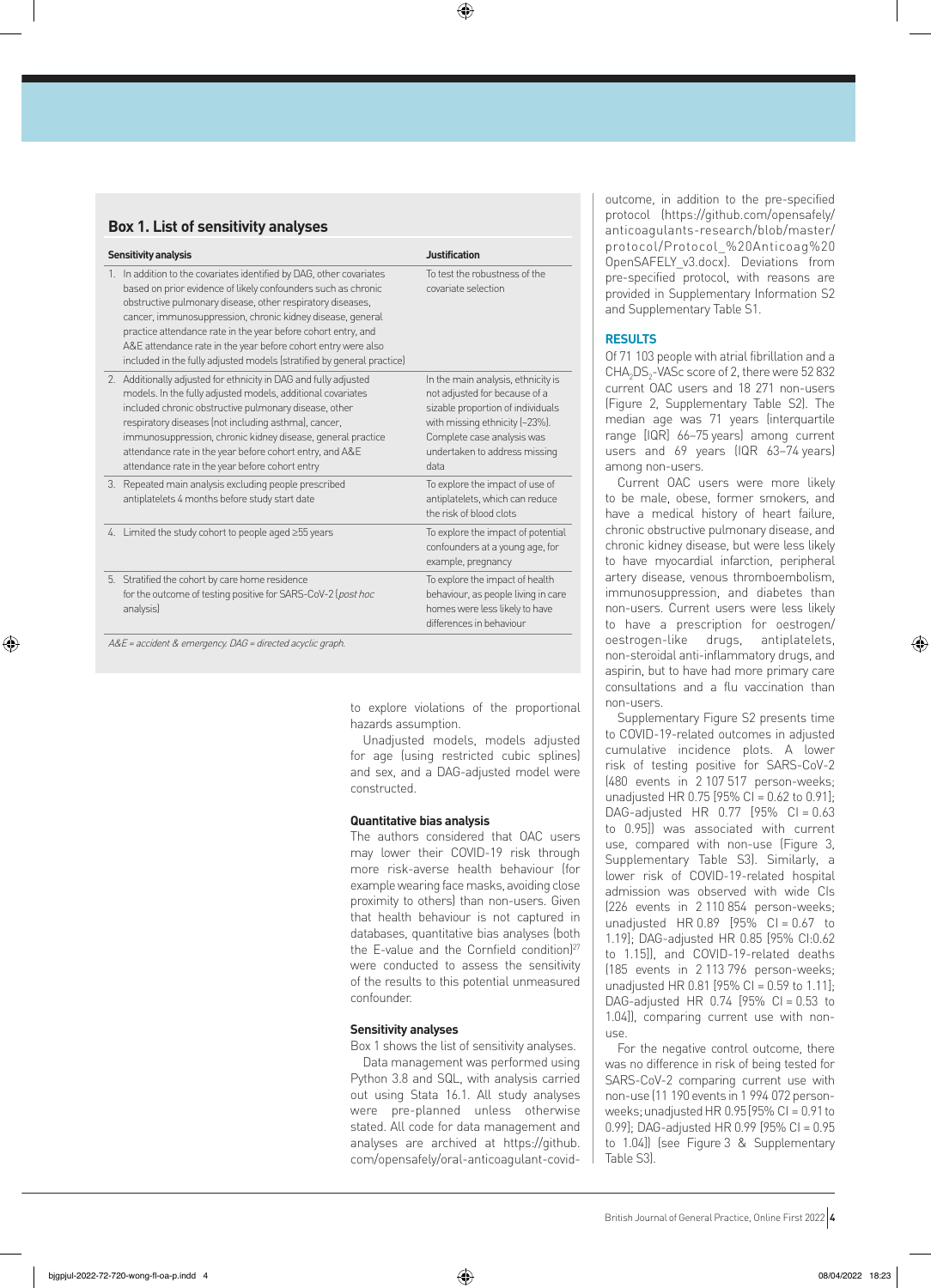## Box 1. List of sensitivity analyses

| Sensitivity analysis | Justification |
|---|---|
| 1. In addition to the covariates identified by DAG, other covariates based on prior evidence of likely confounders such as chronic obstructive pulmonary disease, other respiratory diseases, cancer, immunosuppression, chronic kidney disease, general practice attendance rate in the year before cohort entry, and A&E attendance rate in the year before cohort entry were also included in the fully adjusted models (stratified by general practice) | To test the robustness of the covariate selection |
| 2. Additionally adjusted for ethnicity in DAG and fully adjusted models. In the fully adjusted models, additional covariates included chronic obstructive pulmonary disease, other respiratory diseases (not including asthma), cancer, immunosuppression, chronic kidney disease, general practice attendance rate in the year before cohort entry, and A&E attendance rate in the year before cohort entry | In the main analysis, ethnicity is not adjusted for because of a sizable proportion of individuals with missing ethnicity (~23%). Complete case analysis was undertaken to address missing data |
| 3. Repeated main analysis excluding people prescribed antiplatelets 4 months before study start date | To explore the impact of use of antiplatelets, which can reduce the risk of blood clots |
| 4. Limited the study cohort to people aged ≥55 years | To explore the impact of potential confounders at a young age, for example, pregnancy |
| 5. Stratified the cohort by care home residence for the outcome of testing positive for SARS-CoV-2 (*post hoc* analysis) | To explore the impact of health behaviour, as people living in care homes were less likely to have differences in behaviour |

*A&E = accident & emergency. DAG = directed acyclic graph.*

to explore violations of the proportional hazards assumption.

Unadjusted models, models adjusted for age (using restricted cubic splines) and sex, and a DAG-adjusted model were constructed.

### Quantitative bias analysis

The authors considered that OAC users may lower their COVID-19 risk through more risk-averse health behaviour (for example wearing face masks, avoiding close proximity to others) than non-users. Given that health behaviour is not captured in databases, quantitative bias analyses (both the E-value and the Cornfield condition)[27] were conducted to assess the sensitivity of the results to this potential unmeasured confounder.

### Sensitivity analyses

Box 1 shows the list of sensitivity analyses.

Data management was performed using Python 3.8 and SQL, with analysis carried out using Stata 16.1. All study analyses were pre-planned unless otherwise stated. All code for data management and analyses are archived at https://github.com/opensafely/oral-anticoagulant-covid-outcome, in addition to the pre-specified protocol (https://github.com/opensafely/anticoagulants-research/blob/master/protocol/Protocol_%20Anticoag%20OpenSAFELY_v3.docx). Deviations from pre-specified protocol, with reasons are provided in Supplementary Information S2 and Supplementary Table S1.

## RESULTS

Of 71 103 people with atrial fibrillation and a $CHA_2DS_2$-VASc score of 2, there were 52 832 current OAC users and 18 271 non-users (Figure 2, Supplementary Table S2). The median age was 71 years (interquartile range [IQR] 66–75 years) among current users and 69 years (IQR 63–74 years) among non-users.

Current OAC users were more likely to be male, obese, former smokers, and have a medical history of heart failure, chronic obstructive pulmonary disease, and chronic kidney disease, but were less likely to have myocardial infarction, peripheral artery disease, venous thromboembolism, immunosuppression, and diabetes than non-users. Current users were less likely to have a prescription for oestrogen/oestrogen-like drugs, antiplatelets, non-steroidal anti-inflammatory drugs, and aspirin, but to have had more primary care consultations and a flu vaccination than non-users.

Supplementary Figure S2 presents time to COVID-19-related outcomes in adjusted cumulative incidence plots. A lower risk of testing positive for SARS-CoV-2 (480 events in 2 107 517 person-weeks; unadjusted HR 0.75 [95% CI = 0.62 to 0.91]; DAG-adjusted HR 0.77 [95% CI = 0.63 to 0.95]) was associated with current use, compared with non-use (Figure 3, Supplementary Table S3). Similarly, a lower risk of COVID-19-related hospital admission was observed with wide CIs (226 events in 2 110 854 person-weeks; unadjusted HR 0.89 [95% CI = 0.67 to 1.19]; DAG-adjusted HR 0.85 [95% CI:0.62 to 1.15]), and COVID-19-related deaths (185 events in 2 113 796 person-weeks; unadjusted HR 0.81 [95% CI = 0.59 to 1.11]; DAG-adjusted HR 0.74 [95% CI = 0.53 to 1.04]), comparing current use with non-use.

For the negative control outcome, there was no difference in risk of being tested for SARS-CoV-2 comparing current use with non-use (11 190 events in 1 994 072 person-weeks; unadjusted HR 0.95 [95% CI = 0.91 to 0.99]; DAG-adjusted HR 0.99 [95% CI = 0.95 to 1.04]) (see Figure 3 & Supplementary Table S3).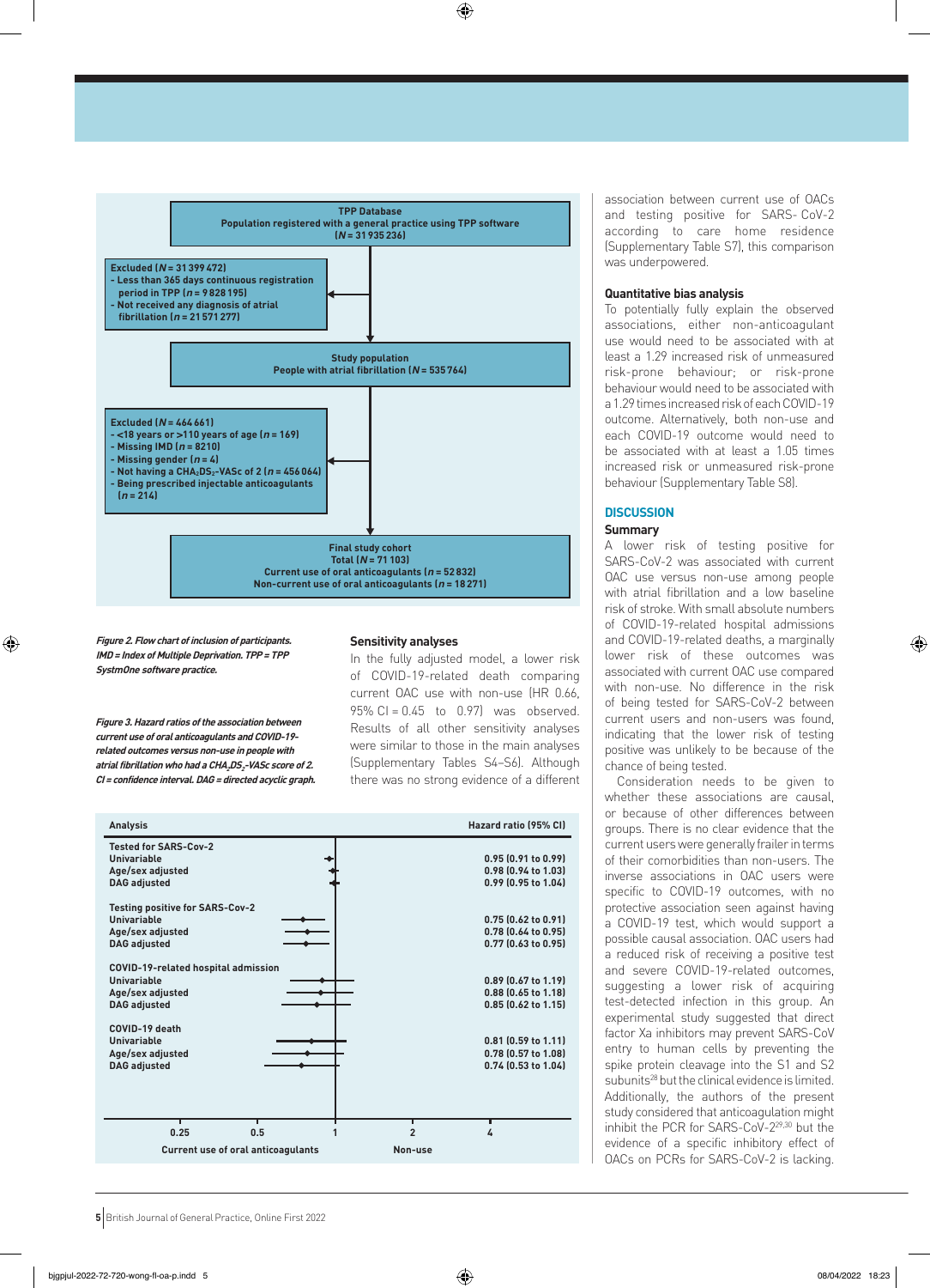TPP Database
Population registered with a general practice using TPP software
(*N* = 31 935 236)

Excluded (*N* = 31 399 472)
- Less than 365 days continuous registration period in TPP (*n* = 9 828 195)
- Not received any diagnosis of atrial fibrillation (*n* = 21 571 277)

Study population
People with atrial fibrillation (*N* = 535 764)

Excluded (*N* = 464 661)
- <18 years or >110 years of age (*n* = 169)
- Missing IMD (*n* = 8210)
- Missing gender (*n* = 4)
- Not having a $CHA_2DS_2$-VASc of 2 (*n* = 456 064)
- Being prescribed injectable anticoagulants (*n* = 214)

Final study cohort
Total (*N* = 71 103)
Current use of oral anticoagulants (*n* = 52 832)
Non-current use of oral anticoagulants (*n* = 18 271)

*Figure 2. Flow chart of inclusion of participants. IMD = Index of Multiple Deprivation. TPP = TPP SystmOne software practice.*

*Figure 3. Hazard ratios of the association between current use of oral anticoagulants and COVID-19-related outcomes versus non-use in people with atrial fibrillation who had a $CHA_2DS_2$-VASc score of 2. CI = confidence interval. DAG = directed acyclic graph.*

| Analysis | Hazard ratio (95% CI) |
|---|---|
| **Tested for SARS-Cov-2** | |
| Univariable | 0.95 (0.91 to 0.99) |
| Age/sex adjusted | 0.98 (0.94 to 1.03) |
| DAG adjusted | 0.99 (0.95 to 1.04) |
| **Testing positive for SARS-Cov-2** | |
| Univariable | 0.75 (0.62 to 0.91) |
| Age/sex adjusted | 0.78 (0.64 to 0.95) |
| DAG adjusted | 0.77 (0.63 to 0.95) |
| **COVID-19-related hospital admission** | |
| Univariable | 0.89 (0.67 to 1.19) |
| Age/sex adjusted | 0.88 (0.65 to 1.18) |
| DAG adjusted | 0.85 (0.62 to 1.15) |
| **COVID-19 death** | |
| Univariable | 0.81 (0.59 to 1.11) |
| Age/sex adjusted | 0.78 (0.57 to 1.08) |
| DAG adjusted | 0.74 (0.53 to 1.04) |

Axis: 0.25, 0.5, 1, 2, 4 — Current use of oral anticoagulants ← → Non-use

### Sensitivity analyses

In the fully adjusted model, a lower risk of COVID-19-related death comparing current OAC use with non-use (HR 0.66, 95% CI = 0.45 to 0.97) was observed. Results of all other sensitivity analyses were similar to those in the main analyses (Supplementary Tables S4–S6). Although there was no strong evidence of a different association between current use of OACs and testing positive for SARS- CoV-2 according to care home residence (Supplementary Table S7), this comparison was underpowered.

### Quantitative bias analysis

To potentially fully explain the observed associations, either non-anticoagulant use would need to be associated with at least a 1.29 increased risk of unmeasured risk-prone behaviour; or risk-prone behaviour would need to be associated with a 1.29 times increased risk of each COVID-19 outcome. Alternatively, both non-use and each COVID-19 outcome would need to be associated with at least a 1.05 times increased risk or unmeasured risk-prone behaviour (Supplementary Table S8).

## DISCUSSION

### Summary

A lower risk of testing positive for SARS-CoV-2 was associated with current OAC use versus non-use among people with atrial fibrillation and a low baseline risk of stroke. With small absolute numbers of COVID-19-related hospital admissions and COVID-19-related deaths, a marginally lower risk of these outcomes was associated with current OAC use compared with non-use. No difference in the risk of being tested for SARS-CoV-2 between current users and non-users was found, indicating that the lower risk of testing positive was unlikely to be because of the chance of being tested.

Consideration needs to be given to whether these associations are causal, or because of other differences between groups. There is no clear evidence that the current users were generally frailer in terms of their comorbidities than non-users. The inverse associations in OAC users were specific to COVID-19 outcomes, with no protective association seen against having a COVID-19 test, which would support a possible causal association. OAC users had a reduced risk of receiving a positive test and severe COVID-19-related outcomes, suggesting a lower risk of acquiring test-detected infection in this group. An experimental study suggested that direct factor Xa inhibitors may prevent SARS-CoV entry to human cells by preventing the spike protein cleavage into the S1 and S2 subunits[28] but the clinical evidence is limited. Additionally, the authors of the present study considered that anticoagulation might inhibit the PCR for SARS-CoV-2[29,30] but the evidence of a specific inhibitory effect of OACs on PCRs for SARS-CoV-2 is lacking.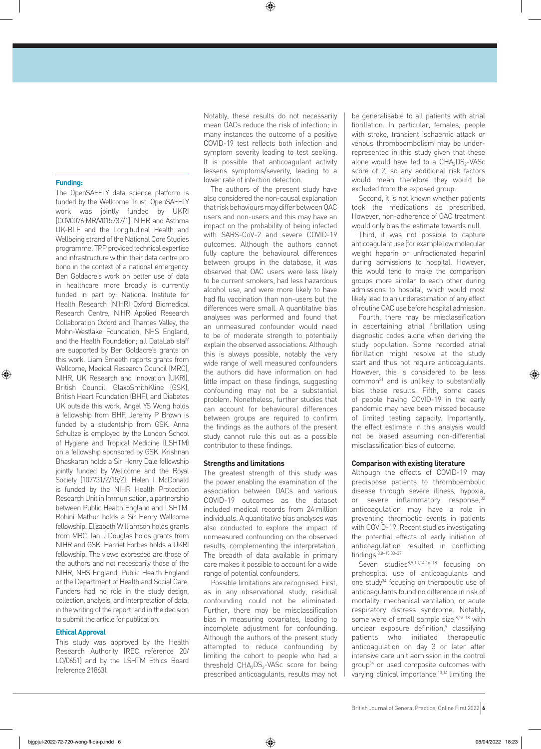### Funding:

The OpenSAFELY data science platform is funded by the Wellcome Trust. OpenSAFELY work was jointly funded by UKRI [COV0076;MR/V015737/1], NIHR and Asthma UK-BLF and the Longitudinal Health and Wellbeing strand of the National Core Studies programme. TPP provided technical expertise and infrastructure within their data centre pro bono in the context of a national emergency. Ben Goldacre's work on better use of data in healthcare more broadly is currently funded in part by: National Institute for Health Research (NIHR) Oxford Biomedical Research Centre, NIHR Applied Research Collaboration Oxford and Thames Valley, the Mohn-Westlake Foundation, NHS England, and the Health Foundation; all DataLab staff are supported by Ben Goldacre's grants on this work. Liam Smeeth reports grants from Wellcome, Medical Research Council (MRC), NIHR, UK Research and Innovation (UKRI), British Council, GlaxoSmithKline (GSK), British Heart Foundation (BHF), and Diabetes UK outside this work. Angel YS Wong holds a fellowship from BHF. Jeremy P Brown is funded by a studentship from GSK. Anna Schultze is employed by the London School of Hygiene and Tropical Medicine (LSHTM) on a fellowship sponsored by GSK. Krishnan Bhaskaran holds a Sir Henry Dale fellowship jointly funded by Wellcome and the Royal Society (107731/Z/15/Z). Helen I McDonald is funded by the NIHR Health Protection Research Unit in Immunisation, a partnership between Public Health England and LSHTM. Rohini Mathur holds a Sir Henry Wellcome fellowship. Elizabeth Williamson holds grants from MRC. Ian J Douglas holds grants from NIHR and GSK. Harriet Forbes holds a UKRI fellowship. The views expressed are those of the authors and not necessarily those of the NIHR, NHS England, Public Health England or the Department of Health and Social Care. Funders had no role in the study design, collection, analysis, and interpretation of data; in the writing of the report; and in the decision to submit the article for publication.

### Ethical Approval

This study was approved by the Health Research Authority (REC reference 20/LO/0651) and by the LSHTM Ethics Board (reference 21863).

Notably, these results do not necessarily mean OACs reduce the risk of infection; in many instances the outcome of a positive COVID-19 test reflects both infection and symptom severity leading to test seeking. It is possible that anticoagulant activity lessens symptoms/severity, leading to a lower rate of infection detection.

The authors of the present study have also considered the non-causal explanation that risk behaviours may differ between OAC users and non-users and this may have an impact on the probability of being infected with SARS-CoV-2 and severe COVID-19 outcomes. Although the authors cannot fully capture the behavioural differences between groups in the database, it was observed that OAC users were less likely to be current smokers, had less hazardous alcohol use, and were more likely to have had flu vaccination than non-users but the differences were small. A quantitative bias analyses was performed and found that an unmeasured confounder would need to be of moderate strength to potentially explain the observed associations. Although this is always possible, notably the very wide range of well measured confounders the authors did have information on had little impact on these findings, suggesting confounding may not be a substantial problem. Nonetheless, further studies that can account for behavioural differences between groups are required to confirm the findings as the authors of the present study cannot rule this out as a possible contributor to these findings.

### Strengths and limitations

The greatest strength of this study was the power enabling the examination of the association between OACs and various COVID-19 outcomes as the dataset included medical records from 24 million individuals. A quantitative bias analyses was also conducted to explore the impact of unmeasured confounding on the observed results, complementing the interpretation. The breadth of data available in primary care makes it possible to account for a wide range of potential confounders.

Possible limitations are recognised. First, as in any observational study, residual confounding could not be eliminated. Further, there may be misclassification bias in measuring covariates, leading to incomplete adjustment for confounding. Although the authors of the present study attempted to reduce confounding by limiting the cohort to people who had a threshold $CHA_2DS_2$-VASc score for being prescribed anticoagulants, results may not be generalisable to all patients with atrial fibrillation. In particular, females, people with stroke, transient ischaemic attack or venous thromboembolism may be under-represented in this study given that these alone would have led to a $CHA_2DS_2$-VASc score of 2, so any additional risk factors would mean therefore they would be excluded from the exposed group.

Second, it is not known whether patients took the medications as prescribed. However, non-adherence of OAC treatment would only bias the estimate towards null.

Third, it was not possible to capture anticoagulant use (for example low molecular weight heparin or unfractionated heparin) during admissions to hospital. However, this would tend to make the comparison groups more similar to each other during admissions to hospital, which would most likely lead to an underestimation of any effect of routine OAC use before hospital admission.

Fourth, there may be misclassification in ascertaining atrial fibrillation using diagnostic codes alone when deriving the study population. Some recorded atrial fibrillation might resolve at the study start and thus not require anticoagulants. However, this is considered to be less common[31] and is unlikely to substantially bias these results. Fifth, some cases of people having COVID-19 in the early pandemic may have been missed because of limited testing capacity. Importantly, the effect estimate in this analysis would not be biased assuming non-differential misclassification bias of outcome.

### Comparison with existing literature

Although the effects of COVID-19 may predispose patients to thromboembolic disease through severe illness, hypoxia, or severe inflammatory response,[32] anticoagulation may have a role in preventing thrombotic events in patients with COVID-19. Recent studies investigating the potential effects of early initiation of anticoagulation resulted in conflicting findings.[3,8–15,33–37]

Seven studies[8,9,13,14,16–18] focusing on prehospital use of anticoagulants and one study[34] focusing on therapeutic use of anticoagulants found no difference in risk of mortality, mechanical ventilation, or acute respiratory distress syndrome. Notably, some were of small sample size,[8,16–18] with unclear exposure definition,[9] classifying patients who initiated therapeutic anticoagulation on day 3 or later after intensive care unit admission in the control group[34] or used composite outcomes with varying clinical importance,[13,14] limiting the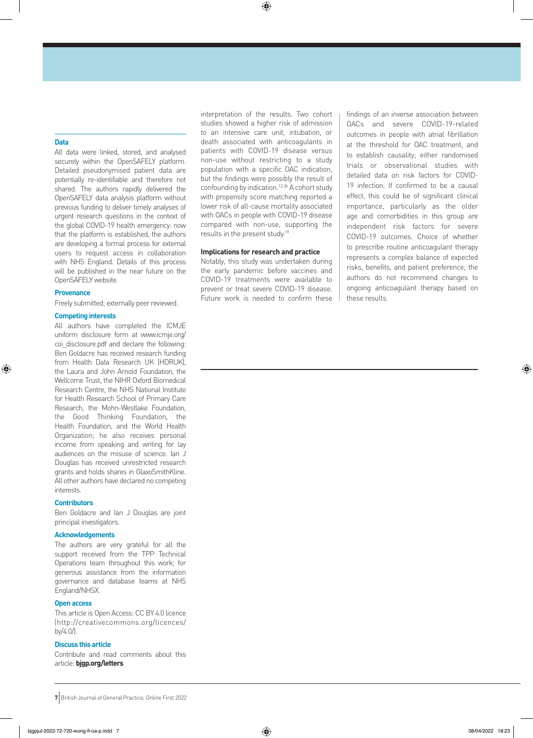### Data

All data were linked, stored, and analysed securely within the OpenSAFELY platform. Detailed pseudonymised patient data are potentially re-identifiable and therefore not shared. The authors rapidly delivered the OpenSAFELY data analysis platform without previous funding to deliver timely analyses of urgent research questions in the context of the global COVID-19 health emergency: now that the platform is established, the authors are developing a formal process for external users to request access in collaboration with NHS England. Details of this process will be published in the near future on the OpenSAFELY website.

### Provenance

Freely submitted; externally peer reviewed.

### Competing interests

All authors have completed the ICMJE uniform disclosure form at www.icmje.org/coi_disclosure.pdf and declare the following: Ben Goldacre has received research funding from Health Data Research UK (HDRUK), the Laura and John Arnold Foundation, the Wellcome Trust, the NIHR Oxford Biomedical Research Centre, the NHS National Institute for Health Research School of Primary Care Research, the Mohn-Westlake Foundation, the Good Thinking Foundation, the Health Foundation, and the World Health Organization; he also receives personal income from speaking and writing for lay audiences on the misuse of science. Ian J Douglas has received unrestricted research grants and holds shares in GlaxoSmithKline. All other authors have declared no competing interests.

### Contributors

Ben Goldacre and Ian J Douglas are joint principal investigators.

### Acknowledgements

The authors are very grateful for all the support received from the TPP Technical Operations team throughout this work; for generous assistance from the information governance and database teams at NHS England/NHSX.

### Open access

This article is Open Access: CC BY 4.0 licence (http://creativecommons.org/licences/by/4.0/).

### Discuss this article

Contribute and read comments about this article: **bjgp.org/letters**

interpretation of the results. Two cohort studies showed a higher risk of admission to an intensive care unit, intubation, or death associated with anticoagulants in patients with COVID-19 disease versus non-use without restricting to a study population with a specific OAC indication, but the findings were possibly the result of confounding by indication.[12,36] A cohort study with propensity score matching reported a lower risk of all-cause mortality associated with OACs in people with COVID-19 disease compared with non-use, supporting the results in the present study.[19]

### Implications for research and practice

Notably, this study was undertaken during the early pandemic before vaccines and COVID-19 treatments were available to prevent or treat severe COVID-19 disease. Future work is needed to confirm these findings of an inverse association between OACs and severe COVID-19-related outcomes in people with atrial fibrillation at the threshold for OAC treatment, and to establish causality; either randomised trials or observational studies with detailed data on risk factors for COVID-19 infection. If confirmed to be a causal effect, this could be of significant clinical importance, particularly as the older age and comorbidities in this group are independent risk factors for severe COVID-19 outcomes. Choice of whether to prescribe routine anticoagulant therapy represents a complex balance of expected risks, benefits, and patient preference; the authors do not recommend changes to ongoing anticoagulant therapy based on these results.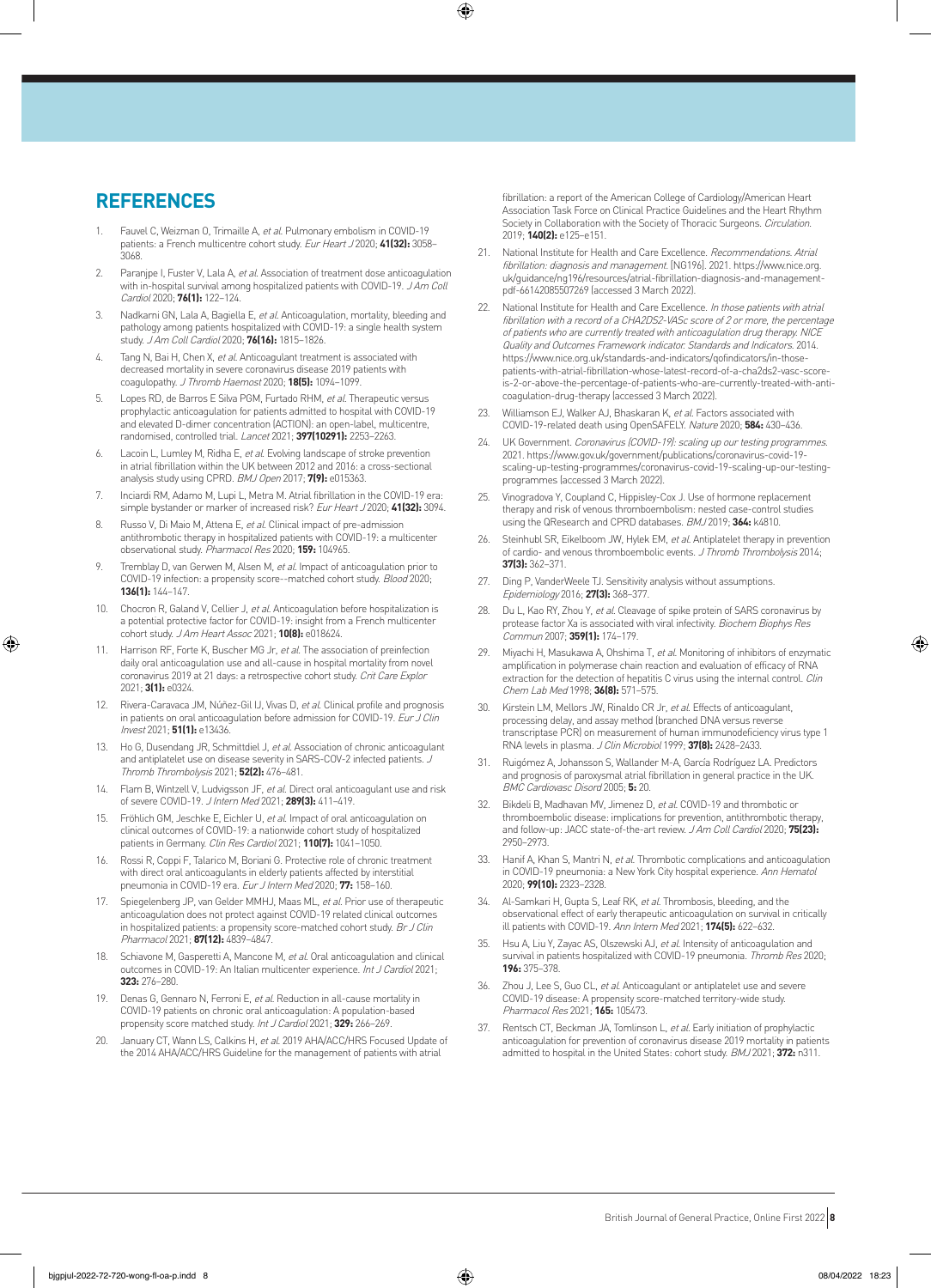## REFERENCES

1. Fauvel C, Weizman O, Trimaille A, *et al.* Pulmonary embolism in COVID-19 patients: a French multicentre cohort study. *Eur Heart J* 2020; **41(32):** 3058–3068.
2. Paranjpe I, Fuster V, Lala A, *et al.* Association of treatment dose anticoagulation with in-hospital survival among hospitalized patients with COVID-19. *J Am Coll Cardiol* 2020; **76(1):** 122–124.
3. Nadkarni GN, Lala A, Bagiella E, *et al.* Anticoagulation, mortality, bleeding and pathology among patients hospitalized with COVID-19: a single health system study. *J Am Coll Cardiol* 2020; **76(16):** 1815–1826.
4. Tang N, Bai H, Chen X, *et al.* Anticoagulant treatment is associated with decreased mortality in severe coronavirus disease 2019 patients with coagulopathy. *J Thromb Haemost* 2020; **18(5):** 1094–1099.
5. Lopes RD, de Barros E Silva PGM, Furtado RHM, *et al.* Therapeutic versus prophylactic anticoagulation for patients admitted to hospital with COVID-19 and elevated D-dimer concentration (ACTION): an open-label, multicentre, randomised, controlled trial. *Lancet* 2021; **397(10291):** 2253–2263.
6. Lacoin L, Lumley M, Ridha E, *et al.* Evolving landscape of stroke prevention in atrial fibrillation within the UK between 2012 and 2016: a cross-sectional analysis study using CPRD. *BMJ Open* 2017; **7(9):** e015363.
7. Inciardi RM, Adamo M, Lupi L, Metra M. Atrial fibrillation in the COVID-19 era: simple bystander or marker of increased risk? *Eur Heart J* 2020; **41(32):** 3094.
8. Russo V, Di Maio M, Attena E, *et al.* Clinical impact of pre-admission antithrombotic therapy in hospitalized patients with COVID-19: a multicenter observational study. *Pharmacol Res* 2020; **159:** 104965.
9. Tremblay D, van Gerwen M, Alsen M, *et al.* Impact of anticoagulation prior to COVID-19 infection: a propensity score--matched cohort study. *Blood* 2020; **136(1):** 144–147.
10. Chocron R, Galand V, Cellier J, *et al.* Anticoagulation before hospitalization is a potential protective factor for COVID-19: insight from a French multicenter cohort study. *J Am Heart Assoc* 2021; **10(8):** e018624.
11. Harrison RF, Forte K, Buscher MG Jr, *et al.* The association of preinfection daily oral anticoagulation use and all-cause in hospital mortality from novel coronavirus 2019 at 21 days: a retrospective cohort study. *Crit Care Explor* 2021; **3(1):** e0324.
12. Rivera-Caravaca JM, Núñez-Gil IJ, Vivas D, *et al.* Clinical profile and prognosis in patients on oral anticoagulation before admission for COVID-19. *Eur J Clin Invest* 2021; **51(1):** e13436.
13. Ho G, Dusendang JR, Schmittdiel J, *et al.* Association of chronic anticoagulant and antiplatelet use on disease severity in SARS-COV-2 infected patients. *J Thromb Thrombolysis* 2021; **52(2):** 476–481.
14. Flam B, Wintzell V, Ludvigsson JF, *et al.* Direct oral anticoagulant use and risk of severe COVID-19. *J Intern Med* 2021; **289(3):** 411–419.
15. Fröhlich GM, Jeschke E, Eichler U, *et al.* Impact of oral anticoagulation on clinical outcomes of COVID-19: a nationwide cohort study of hospitalized patients in Germany. *Clin Res Cardiol* 2021; **110(7):** 1041–1050.
16. Rossi R, Coppi F, Talarico M, Boriani G. Protective role of chronic treatment with direct oral anticoagulants in elderly patients affected by interstitial pneumonia in COVID-19 era. *Eur J Intern Med* 2020; **77:** 158–160.
17. Spiegelenberg JP, van Gelder MMHJ, Maas ML, *et al.* Prior use of therapeutic anticoagulation does not protect against COVID-19 related clinical outcomes in hospitalized patients: a propensity score-matched cohort study. *Br J Clin Pharmacol* 2021; **87(12):** 4839–4847.
18. Schiavone M, Gasperetti A, Mancone M, *et al.* Oral anticoagulation and clinical outcomes in COVID-19: An Italian multicenter experience. *Int J Cardiol* 2021; **323:** 276–280.
19. Denas G, Gennaro N, Ferroni E, *et al.* Reduction in all-cause mortality in COVID-19 patients on chronic oral anticoagulation: A population-based propensity score matched study. *Int J Cardiol* 2021; **329:** 266–269.
20. January CT, Wann LS, Calkins H, *et al.* 2019 AHA/ACC/HRS Focused Update of the 2014 AHA/ACC/HRS Guideline for the management of patients with atrial fibrillation: a report of the American College of Cardiology/American Heart Association Task Force on Clinical Practice Guidelines and the Heart Rhythm Society in Collaboration with the Society of Thoracic Surgeons. *Circulation.* 2019; **140(2):** e125–e151.
21. National Institute for Health and Care Excellence. *Recommendations. Atrial fibrillation: diagnosis and management.* [NG196]. 2021. https://www.nice.org.uk/guidance/ng196/resources/atrial-fibrillation-diagnosis-and-management-pdf-66142085507269 (accessed 3 March 2022).
22. National Institute for Health and Care Excellence. *In those patients with atrial fibrillation with a record of a CHA2DS2-VASc score of 2 or more, the percentage of patients who are currently treated with anticoagulation drug therapy. NICE Quality and Outcomes Framework indicator. Standards and Indicators.* 2014. https://www.nice.org.uk/standards-and-indicators/qofindicators/in-those-patients-with-atrial-fibrillation-whose-latest-record-of-a-cha2ds2-vasc-score-is-2-or-above-the-percentage-of-patients-who-are-currently-treated-with-anti-coagulation-drug-therapy (accessed 3 March 2022).
23. Williamson EJ, Walker AJ, Bhaskaran K, *et al.* Factors associated with COVID-19-related death using OpenSAFELY. *Nature* 2020; **584:** 430–436.
24. UK Government. *Coronavirus (COVID-19): scaling up our testing programmes.* 2021. https://www.gov.uk/government/publications/coronavirus-covid-19-scaling-up-testing-programmes/coronavirus-covid-19-scaling-up-our-testing-programmes (accessed 3 March 2022).
25. Vinogradova Y, Coupland C, Hippisley-Cox J. Use of hormone replacement therapy and risk of venous thromboembolism: nested case-control studies using the QResearch and CPRD databases. *BMJ* 2019; **364:** k4810.
26. Steinhubl SR, Eikelboom JW, Hylek EM, *et al.* Antiplatelet therapy in prevention of cardio- and venous thromboembolic events. *J Thromb Thrombolysis* 2014; **37(3):** 362–371.
27. Ding P, VanderWeele TJ. Sensitivity analysis without assumptions. *Epidemiology* 2016; **27(3):** 368–377.
28. Du L, Kao RY, Zhou Y, *et al.* Cleavage of spike protein of SARS coronavirus by protease factor Xa is associated with viral infectivity. *Biochem Biophys Res Commun* 2007; **359(1):** 174–179.
29. Miyachi H, Masukawa A, Ohshima T, *et al.* Monitoring of inhibitors of enzymatic amplification in polymerase chain reaction and evaluation of efficacy of RNA extraction for the detection of hepatitis C virus using the internal control. *Clin Chem Lab Med* 1998; **36(8):** 571–575.
30. Kirstein LM, Mellors JW, Rinaldo CR Jr, *et al.* Effects of anticoagulant, processing delay, and assay method (branched DNA versus reverse transcriptase PCR) on measurement of human immunodeficiency virus type 1 RNA levels in plasma. *J Clin Microbiol* 1999; **37(8):** 2428–2433.
31. Ruigómez A, Johansson S, Wallander M-A, García Rodríguez LA. Predictors and prognosis of paroxysmal atrial fibrillation in general practice in the UK. *BMC Cardiovasc Disord* 2005; **5:** 20.
32. Bikdeli B, Madhavan MV, Jimenez D, *et al.* COVID-19 and thrombotic or thromboembolic disease: implications for prevention, antithrombotic therapy, and follow-up: JACC state-of-the-art review. *J Am Coll Cardiol* 2020; **75(23):** 2950–2973.
33. Hanif A, Khan S, Mantri N, *et al.* Thrombotic complications and anticoagulation in COVID-19 pneumonia: a New York City hospital experience. *Ann Hematol* 2020; **99(10):** 2323–2328.
34. Al-Samkari H, Gupta S, Leaf RK, *et al.* Thrombosis, bleeding, and the observational effect of early therapeutic anticoagulation on survival in critically ill patients with COVID-19. *Ann Intern Med* 2021; **174(5):** 622–632.
35. Hsu A, Liu Y, Zayac AS, Olszewski AJ, *et al.* Intensity of anticoagulation and survival in patients hospitalized with COVID-19 pneumonia. *Thromb Res* 2020; **196:** 375–378.
36. Zhou J, Lee S, Guo CL, *et al.* Anticoagulant or antiplatelet use and severe COVID-19 disease: A propensity score-matched territory-wide study. *Pharmacol Res* 2021; **165:** 105473.
37. Rentsch CT, Beckman JA, Tomlinson L, *et al.* Early initiation of prophylactic anticoagulation for prevention of coronavirus disease 2019 mortality in patients admitted to hospital in the United States: cohort study. *BMJ* 2021; **372:** n311.